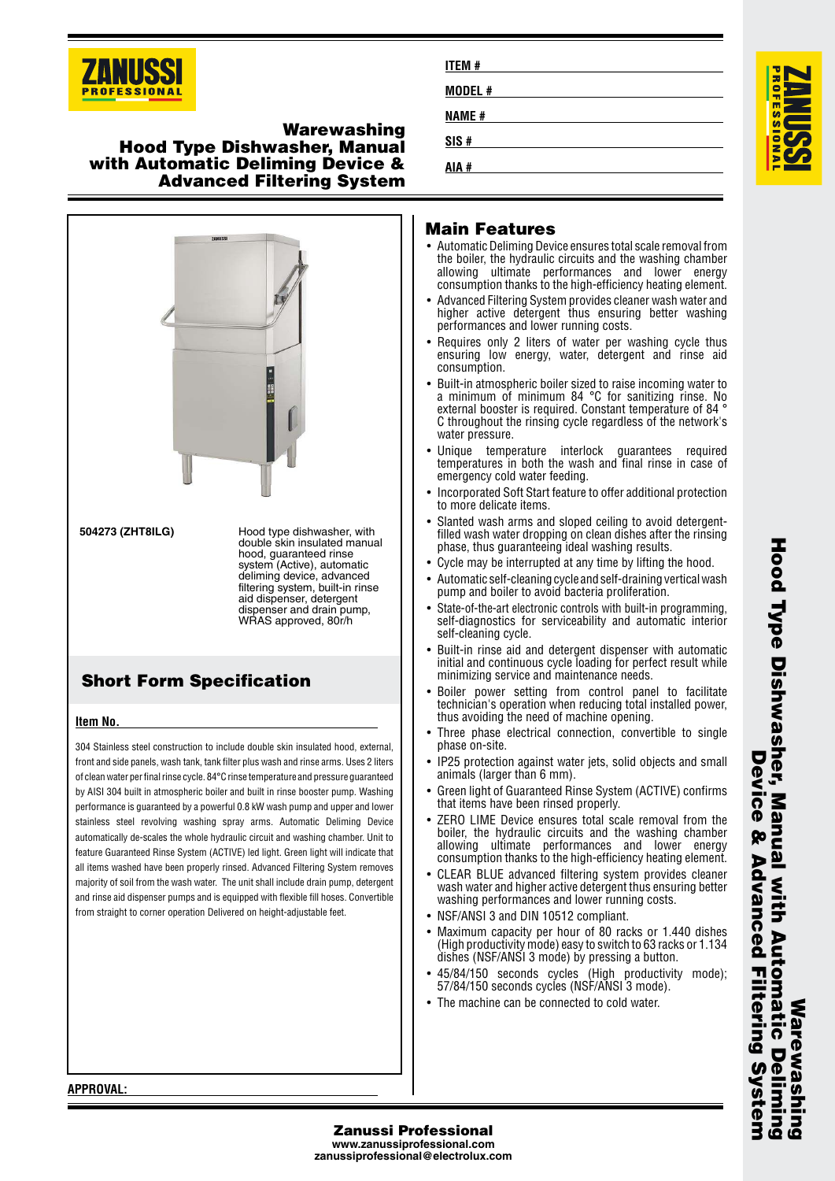# Warewashing
# Hood Type Dishwasher, Manual with Automatic Deliming Device & Advanced Filtering System

**ITEM #**

**MODEL #**

**NAME #**

**SIS #**

**AIA #**

**504273 (ZHT8ILG)** Hood type dishwasher, with double skin insulated manual hood, guaranteed rinse system (Active), automatic deliming device, advanced filtering system, built-in rinse aid dispenser, detergent dispenser and drain pump, WRAS approved, 80r/h

## Short Form Specification

**Item No.**

304 Stainless steel construction to include double skin insulated hood, external, front and side panels, wash tank, tank filter plus wash and rinse arms. Uses 2 liters of clean water per final rinse cycle. 84°C rinse temperature and pressure guaranteed by AISI 304 built in atmospheric boiler and built in rinse booster pump. Washing performance is guaranteed by a powerful 0.8 kW wash pump and upper and lower stainless steel revolving washing spray arms. Automatic Deliming Device automatically de-scales the whole hydraulic circuit and washing chamber. Unit to feature Guaranteed Rinse System (ACTIVE) led light. Green light will indicate that all items washed have been properly rinsed. Advanced Filtering System removes majority of soil from the wash water. The unit shall include drain pump, detergent and rinse aid dispenser pumps and is equipped with flexible fill hoses. Convertible from straight to corner operation Delivered on height-adjustable feet.

**APPROVAL:**

## Main Features

- Automatic Deliming Device ensures total scale removal from the boiler, the hydraulic circuits and the washing chamber allowing ultimate performances and lower energy consumption thanks to the high-efficiency heating element.
- Advanced Filtering System provides cleaner wash water and higher active detergent thus ensuring better washing performances and lower running costs.
- Requires only 2 liters of water per washing cycle thus ensuring low energy, water, detergent and rinse aid consumption.
- Built-in atmospheric boiler sized to raise incoming water to a minimum of minimum 84 °C for sanitizing rinse. No external booster is required. Constant temperature of 84 ° C throughout the rinsing cycle regardless of the network's water pressure.
- Unique temperature interlock guarantees required temperatures in both the wash and final rinse in case of emergency cold water feeding.
- Incorporated Soft Start feature to offer additional protection to more delicate items.
- Slanted wash arms and sloped ceiling to avoid detergent-filled wash water dropping on clean dishes after the rinsing phase, thus guaranteeing ideal washing results.
- Cycle may be interrupted at any time by lifting the hood.
- Automatic self-cleaning cycle and self-draining vertical wash pump and boiler to avoid bacteria proliferation.
- State-of-the-art electronic controls with built-in programming, self-diagnostics for serviceability and automatic interior self-cleaning cycle.
- Built-in rinse aid and detergent dispenser with automatic initial and continuous cycle loading for perfect result while minimizing service and maintenance needs.
- Boiler power setting from control panel to facilitate technician's operation when reducing total installed power, thus avoiding the need of machine opening.
- Three phase electrical connection, convertible to single phase on-site.
- IP25 protection against water jets, solid objects and small animals (larger than 6 mm).
- Green light of Guaranteed Rinse System (ACTIVE) confirms that items have been rinsed properly.
- ZERO LIME Device ensures total scale removal from the boiler, the hydraulic circuits and the washing chamber allowing ultimate performances and lower energy consumption thanks to the high-efficiency heating element.
- CLEAR BLUE advanced filtering system provides cleaner wash water and higher active detergent thus ensuring better washing performances and lower running costs.
- NSF/ANSI 3 and DIN 10512 compliant.
- Maximum capacity per hour of 80 racks or 1.440 dishes (High productivity mode) easy to switch to 63 racks or 1.134 dishes (NSF/ANSI 3 mode) by pressing a button.
- 45/84/150 seconds cycles (High productivity mode); 57/84/150 seconds cycles (NSF/ANSI 3 mode).
- The machine can be connected to cold water.

**Zanussi Professional**
www.zanussiprofessional.com
zanussiprofessional@electrolux.com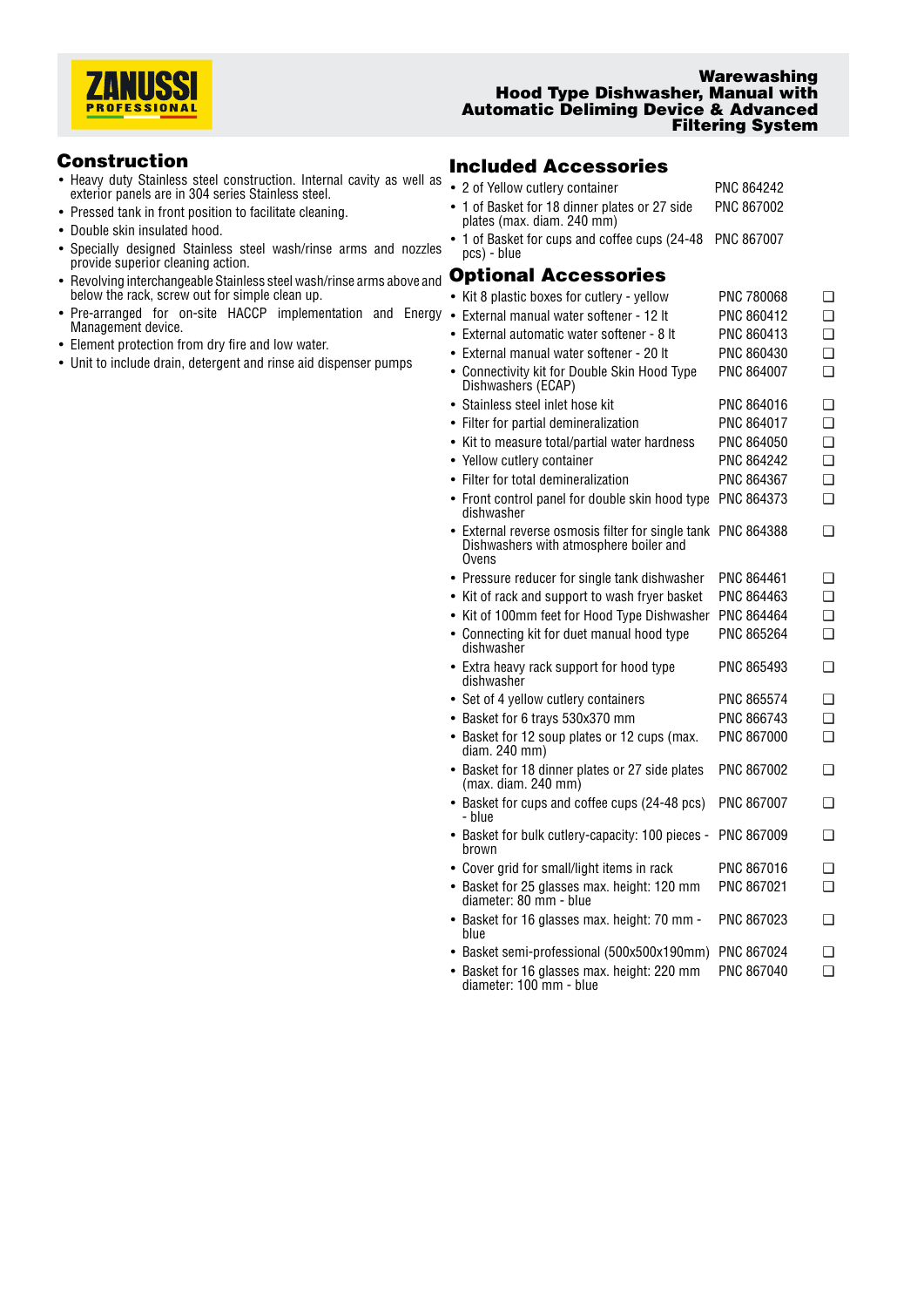# Warewashing
# Hood Type Dishwasher, Manual with Automatic Deliming Device & Advanced Filtering System

## Construction

- Heavy duty Stainless steel construction. Internal cavity as well as exterior panels are in 304 series Stainless steel.
- Pressed tank in front position to facilitate cleaning.
- Double skin insulated hood.
- Specially designed Stainless steel wash/rinse arms and nozzles provide superior cleaning action.
- Revolving interchangeable Stainless steel wash/rinse arms above and below the rack, screw out for simple clean up.
- Pre-arranged for on-site HACCP implementation and Energy Management device.
- Element protection from dry fire and low water.
- Unit to include drain, detergent and rinse aid dispenser pumps

## Included Accessories

- 2 of Yellow cutlery container — PNC 864242
- 1 of Basket for 18 dinner plates or 27 side plates (max. diam. 240 mm) — PNC 867002
- 1 of Basket for cups and coffee cups (24-48 pcs) - blue — PNC 867007

## Optional Accessories

- Kit 8 plastic boxes for cutlery - yellow — PNC 780068 ❑
- External manual water softener - 12 lt — PNC 860412 ❑
- External automatic water softener - 8 lt — PNC 860413 ❑
- External manual water softener - 20 lt — PNC 860430 ❑
- Connectivity kit for Double Skin Hood Type Dishwashers (ECAP) — PNC 864007 ❑
- Stainless steel inlet hose kit — PNC 864016 ❑
- Filter for partial demineralization — PNC 864017 ❑
- Kit to measure total/partial water hardness — PNC 864050 ❑
- Yellow cutlery container — PNC 864242 ❑
- Filter for total demineralization — PNC 864367 ❑
- Front control panel for double skin hood type dishwasher — PNC 864373 ❑
- External reverse osmosis filter for single tank Dishwashers with atmosphere boiler and Ovens — PNC 864388 ❑
- Pressure reducer for single tank dishwasher — PNC 864461 ❑
- Kit of rack and support to wash fryer basket — PNC 864463 ❑
- Kit of 100mm feet for Hood Type Dishwasher — PNC 864464 ❑
- Connecting kit for duet manual hood type dishwasher — PNC 865264 ❑
- Extra heavy rack support for hood type dishwasher — PNC 865493 ❑
- Set of 4 yellow cutlery containers — PNC 865574 ❑
- Basket for 6 trays 530x370 mm — PNC 866743 ❑
- Basket for 12 soup plates or 12 cups (max. diam. 240 mm) — PNC 867000 ❑
- Basket for 18 dinner plates or 27 side plates (max. diam. 240 mm) — PNC 867002 ❑
- Basket for cups and coffee cups (24-48 pcs) - blue — PNC 867007 ❑
- Basket for bulk cutlery-capacity: 100 pieces - brown — PNC 867009 ❑
- Cover grid for small/light items in rack — PNC 867016 ❑
- Basket for 25 glasses max. height: 120 mm diameter: 80 mm - blue — PNC 867021 ❑
- Basket for 16 glasses max. height: 70 mm - blue — PNC 867023 ❑
- Basket semi-professional (500x500x190mm) — PNC 867024 ❑
- Basket for 16 glasses max. height: 220 mm diameter: 100 mm - blue — PNC 867040 ❑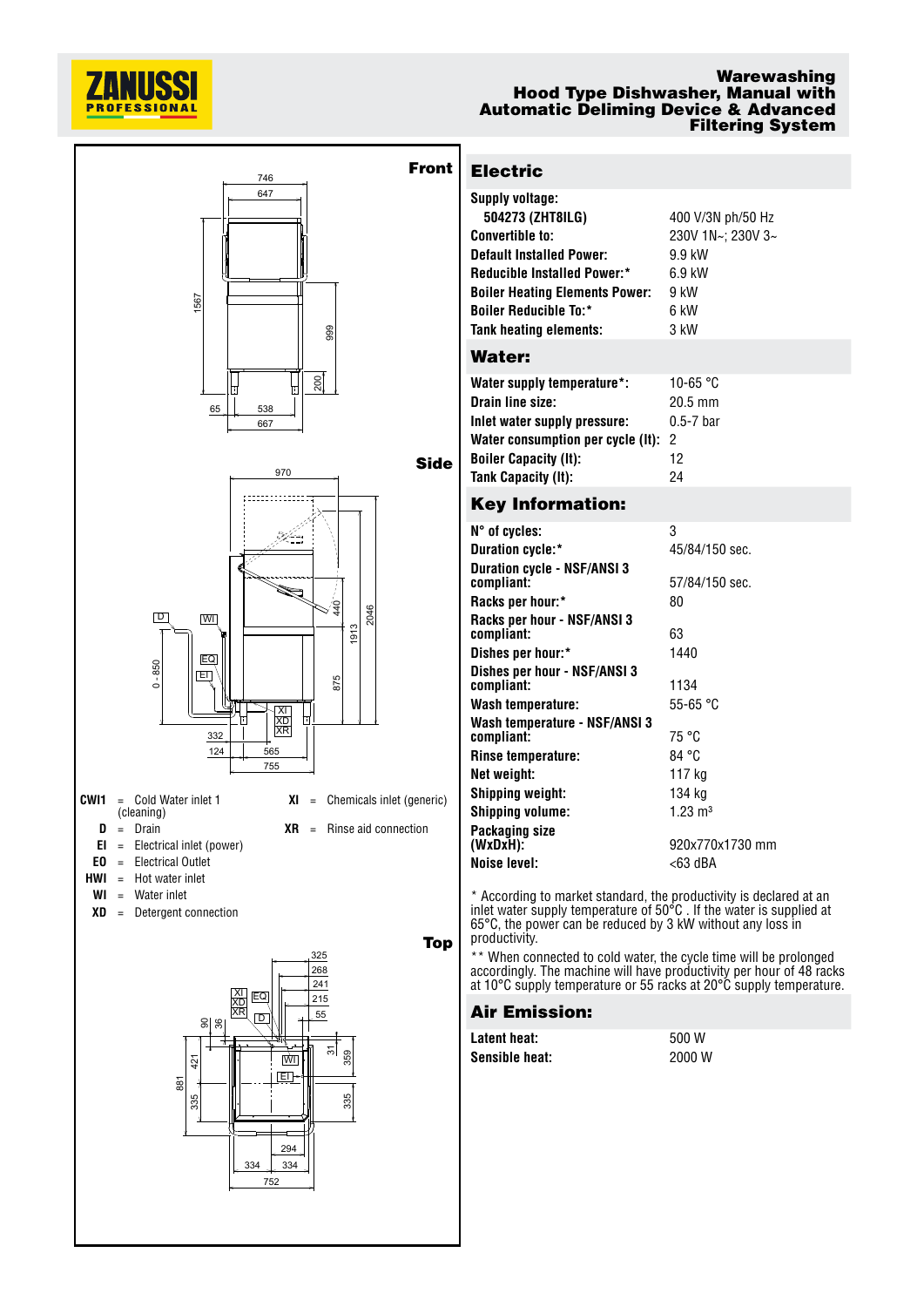# Warewashing
## Hood Type Dishwasher, Manual with Automatic Deliming Device & Advanced Filtering System

**Front**

**Side**

| | | | | |
|---|---|---|---|---|
| **CWI1** | = Cold Water inlet 1 (cleaning) | | **XI** | = Chemicals inlet (generic) |
| **D** | = Drain | | **XR** | = Rinse aid connection |
| **EI** | = Electrical inlet (power) | | | |
| **EO** | = Electrical Outlet | | | |
| **HWI** | = Hot water inlet | | | |
| **WI** | = Water inlet | | | |
| **XD** | = Detergent connection | | | |

**Top**

## Electric

| | |
|---|---|
| **Supply voltage:** | |
| **504273 (ZHT8ILG)** | 400 V/3N ph/50 Hz |
| **Convertible to:** | 230V 1N~; 230V 3~ |
| **Default Installed Power:** | 9.9 kW |
| **Reducible Installed Power:*** | 6.9 kW |
| **Boiler Heating Elements Power:** | 9 kW |
| **Boiler Reducible To:*** | 6 kW |
| **Tank heating elements:** | 3 kW |

## Water:

| | |
|---|---|
| **Water supply temperature*:** | 10-65 °C |
| **Drain line size:** | 20.5 mm |
| **Inlet water supply pressure:** | 0.5-7 bar |
| **Water consumption per cycle (lt):** | 2 |
| **Boiler Capacity (lt):** | 12 |
| **Tank Capacity (lt):** | 24 |

## Key Information:

| | |
|---|---|
| **N° of cycles:** | 3 |
| **Duration cycle:*** | 45/84/150 sec. |
| **Duration cycle - NSF/ANSI 3 compliant:** | 57/84/150 sec. |
| **Racks per hour:*** | 80 |
| **Racks per hour - NSF/ANSI 3 compliant:** | 63 |
| **Dishes per hour:*** | 1440 |
| **Dishes per hour - NSF/ANSI 3 compliant:** | 1134 |
| **Wash temperature:** | 55-65 °C |
| **Wash temperature - NSF/ANSI 3 compliant:** | 75 °C |
| **Rinse temperature:** | 84 °C |
| **Net weight:** | 117 kg |
| **Shipping weight:** | 134 kg |
| **Shipping volume:** | 1.23 m³ |
| **Packaging size (WxDxH):** | 920x770x1730 mm |
| **Noise level:** | <63 dBA |

* According to market standard, the productivity is declared at an inlet water supply temperature of 50°C . If the water is supplied at 65°C, the power can be reduced by 3 kW without any loss in productivity.

** When connected to cold water, the cycle time will be prolonged accordingly. The machine will have productivity per hour of 48 racks at 10°C supply temperature or 55 racks at 20°C supply temperature.

## Air Emission:

| | |
|---|---|
| **Latent heat:** | 500 W |
| **Sensible heat:** | 2000 W |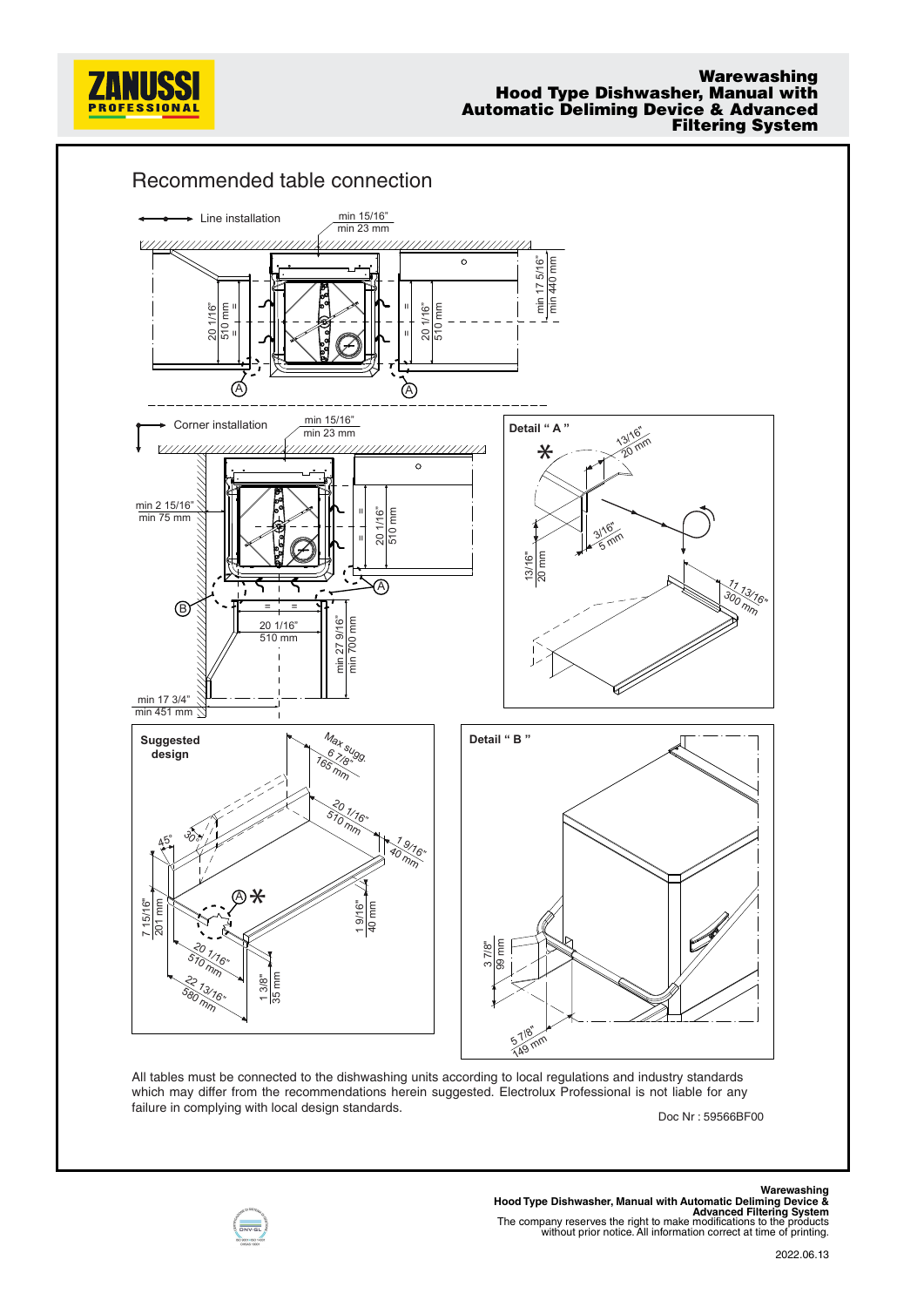## Recommended table connection

Line installation

min 15/16"
min 23 mm

20 1/16"
510 mm

min 17 5/16"
min 440 mm

A

Corner installation

min 15/16"
min 23 mm

min 2 15/16"
min 75 mm

20 1/16"
510 mm

min 27 9/16"
min 700 mm

min 17 3/4"
min 451 mm

A

B

**Detail " A "**

13/16"
20 mm

3/16"
5 mm

11 13/16"
300 mm

*

**Suggested design**

Max sugg.
6 7/8"
165 mm

20 1/16"
510 mm

1 9/16"
40 mm

45°

30°

7 15/16"
201 mm

22 13/16"
580 mm

1 3/8"
35 mm

A *

**Detail " B "**

3 7/8"
99 mm

5 7/8"
149 mm

All tables must be connected to the dishwashing units according to local regulations and industry standards which may differ from the recommendations herein suggested. Electrolux Professional is not liable for any failure in complying with local design standards.

Doc Nr : 59566BF00

The company reserves the right to make modifications to the products without prior notice. All information correct at time of printing.

2022.06.13